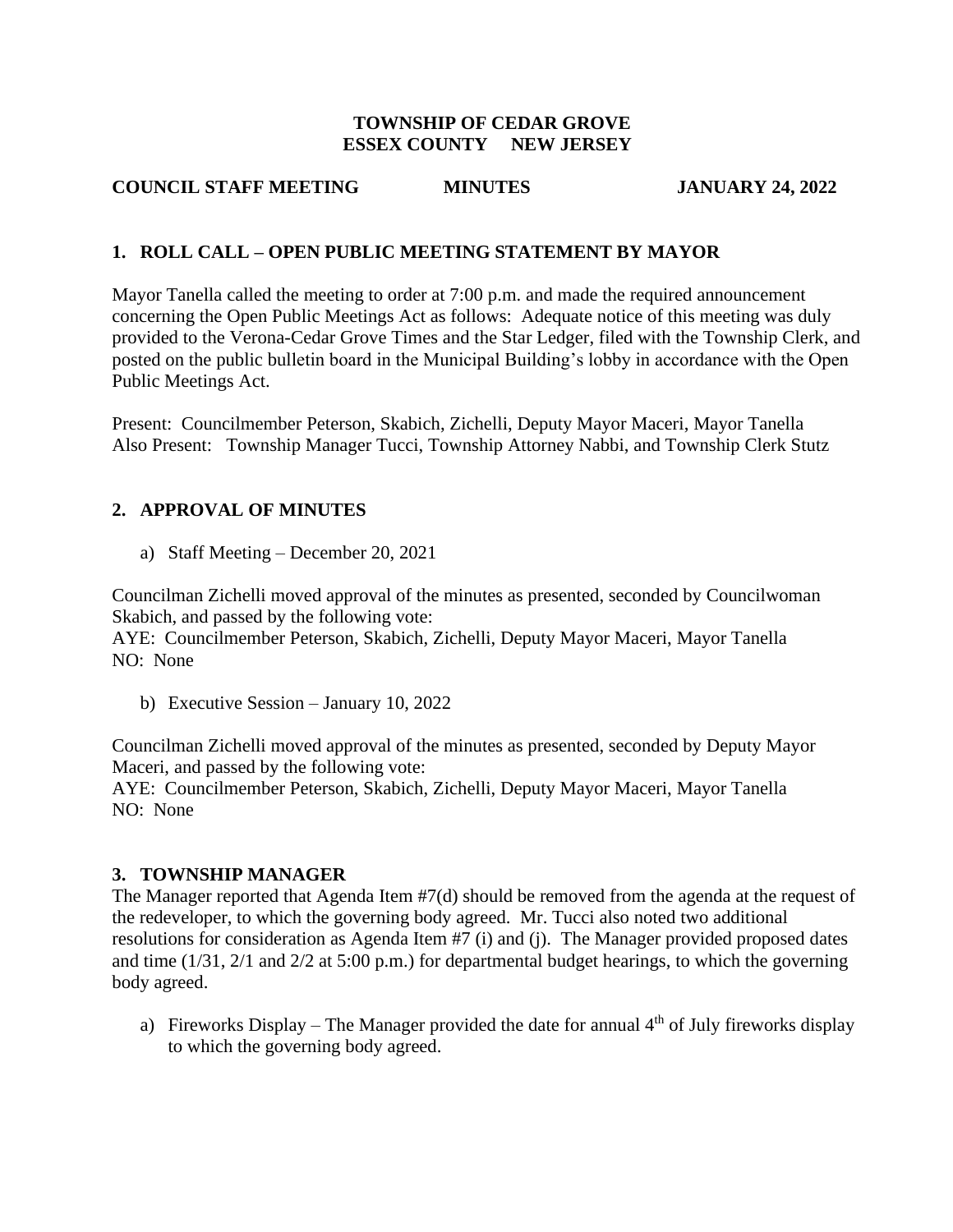**TOWNSHIP OF CEDAR GROVE**
**ESSEX COUNTY NEW JERSEY**

**COUNCIL STAFF MEETING MINUTES JANUARY 24, 2022**

## 1. ROLL CALL – OPEN PUBLIC MEETING STATEMENT BY MAYOR

Mayor Tanella called the meeting to order at 7:00 p.m. and made the required announcement concerning the Open Public Meetings Act as follows: Adequate notice of this meeting was duly provided to the Verona-Cedar Grove Times and the Star Ledger, filed with the Township Clerk, and posted on the public bulletin board in the Municipal Building's lobby in accordance with the Open Public Meetings Act.

Present: Councilmember Peterson, Skabich, Zichelli, Deputy Mayor Maceri, Mayor Tanella
Also Present: Township Manager Tucci, Township Attorney Nabbi, and Township Clerk Stutz

## 2. APPROVAL OF MINUTES

a) Staff Meeting – December 20, 2021

Councilman Zichelli moved approval of the minutes as presented, seconded by Councilwoman Skabich, and passed by the following vote:
AYE: Councilmember Peterson, Skabich, Zichelli, Deputy Mayor Maceri, Mayor Tanella
NO: None

b) Executive Session – January 10, 2022

Councilman Zichelli moved approval of the minutes as presented, seconded by Deputy Mayor Maceri, and passed by the following vote:
AYE: Councilmember Peterson, Skabich, Zichelli, Deputy Mayor Maceri, Mayor Tanella
NO: None

## 3. TOWNSHIP MANAGER

The Manager reported that Agenda Item #7(d) should be removed from the agenda at the request of the redeveloper, to which the governing body agreed. Mr. Tucci also noted two additional resolutions for consideration as Agenda Item #7 (i) and (j). The Manager provided proposed dates and time (1/31, 2/1 and 2/2 at 5:00 p.m.) for departmental budget hearings, to which the governing body agreed.

a) Fireworks Display – The Manager provided the date for annual 4th of July fireworks display to which the governing body agreed.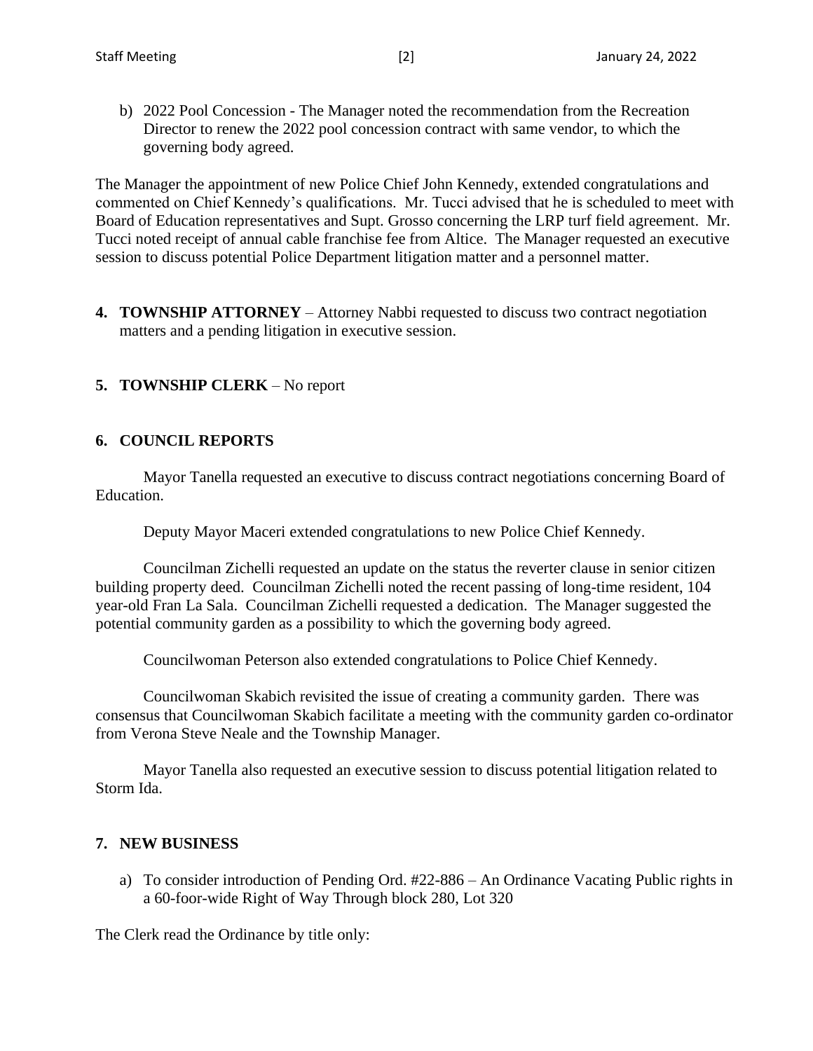b) 2022 Pool Concession - The Manager noted the recommendation from the Recreation Director to renew the 2022 pool concession contract with same vendor, to which the governing body agreed.

The Manager the appointment of new Police Chief John Kennedy, extended congratulations and commented on Chief Kennedy's qualifications. Mr. Tucci advised that he is scheduled to meet with Board of Education representatives and Supt. Grosso concerning the LRP turf field agreement. Mr. Tucci noted receipt of annual cable franchise fee from Altice. The Manager requested an executive session to discuss potential Police Department litigation matter and a personnel matter.

**4. TOWNSHIP ATTORNEY** – Attorney Nabbi requested to discuss two contract negotiation matters and a pending litigation in executive session.

**5. TOWNSHIP CLERK** – No report

**6. COUNCIL REPORTS**

Mayor Tanella requested an executive to discuss contract negotiations concerning Board of Education.

Deputy Mayor Maceri extended congratulations to new Police Chief Kennedy.

Councilman Zichelli requested an update on the status the reverter clause in senior citizen building property deed. Councilman Zichelli noted the recent passing of long-time resident, 104 year-old Fran La Sala. Councilman Zichelli requested a dedication. The Manager suggested the potential community garden as a possibility to which the governing body agreed.

Councilwoman Peterson also extended congratulations to Police Chief Kennedy.

Councilwoman Skabich revisited the issue of creating a community garden. There was consensus that Councilwoman Skabich facilitate a meeting with the community garden co-ordinator from Verona Steve Neale and the Township Manager.

Mayor Tanella also requested an executive session to discuss potential litigation related to Storm Ida.

**7. NEW BUSINESS**

a) To consider introduction of Pending Ord. #22-886 – An Ordinance Vacating Public rights in a 60-foor-wide Right of Way Through block 280, Lot 320

The Clerk read the Ordinance by title only: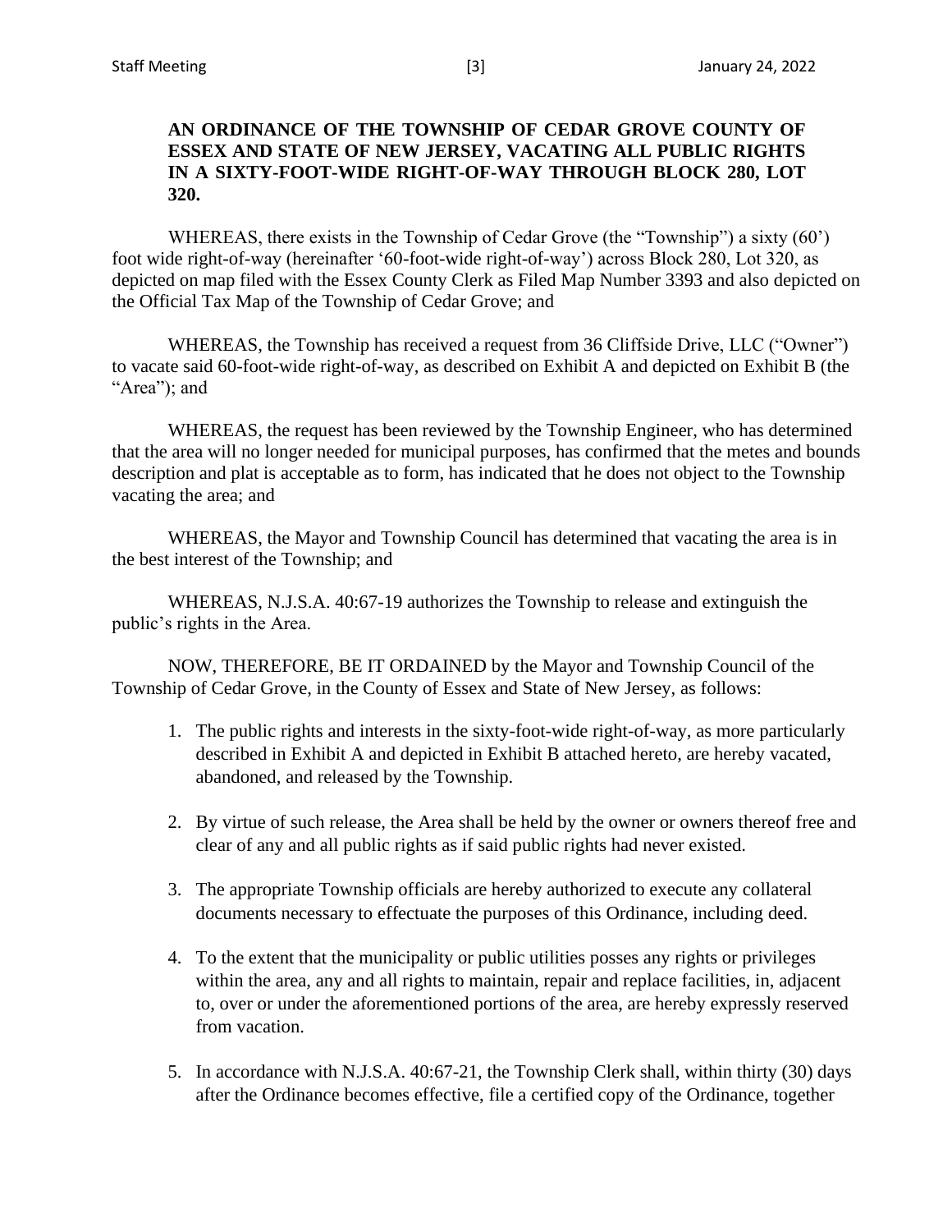**AN ORDINANCE OF THE TOWNSHIP OF CEDAR GROVE COUNTY OF ESSEX AND STATE OF NEW JERSEY, VACATING ALL PUBLIC RIGHTS IN A SIXTY-FOOT-WIDE RIGHT-OF-WAY THROUGH BLOCK 280, LOT 320.**

WHEREAS, there exists in the Township of Cedar Grove (the "Township") a sixty (60') foot wide right-of-way (hereinafter '60-foot-wide right-of-way') across Block 280, Lot 320, as depicted on map filed with the Essex County Clerk as Filed Map Number 3393 and also depicted on the Official Tax Map of the Township of Cedar Grove; and

WHEREAS, the Township has received a request from 36 Cliffside Drive, LLC ("Owner") to vacate said 60-foot-wide right-of-way, as described on Exhibit A and depicted on Exhibit B (the "Area"); and

WHEREAS, the request has been reviewed by the Township Engineer, who has determined that the area will no longer needed for municipal purposes, has confirmed that the metes and bounds description and plat is acceptable as to form, has indicated that he does not object to the Township vacating the area; and

WHEREAS, the Mayor and Township Council has determined that vacating the area is in the best interest of the Township; and

WHEREAS, N.J.S.A. 40:67-19 authorizes the Township to release and extinguish the public's rights in the Area.

NOW, THEREFORE, BE IT ORDAINED by the Mayor and Township Council of the Township of Cedar Grove, in the County of Essex and State of New Jersey, as follows:

1. The public rights and interests in the sixty-foot-wide right-of-way, as more particularly described in Exhibit A and depicted in Exhibit B attached hereto, are hereby vacated, abandoned, and released by the Township.

2. By virtue of such release, the Area shall be held by the owner or owners thereof free and clear of any and all public rights as if said public rights had never existed.

3. The appropriate Township officials are hereby authorized to execute any collateral documents necessary to effectuate the purposes of this Ordinance, including deed.

4. To the extent that the municipality or public utilities posses any rights or privileges within the area, any and all rights to maintain, repair and replace facilities, in, adjacent to, over or under the aforementioned portions of the area, are hereby expressly reserved from vacation.

5. In accordance with N.J.S.A. 40:67-21, the Township Clerk shall, within thirty (30) days after the Ordinance becomes effective, file a certified copy of the Ordinance, together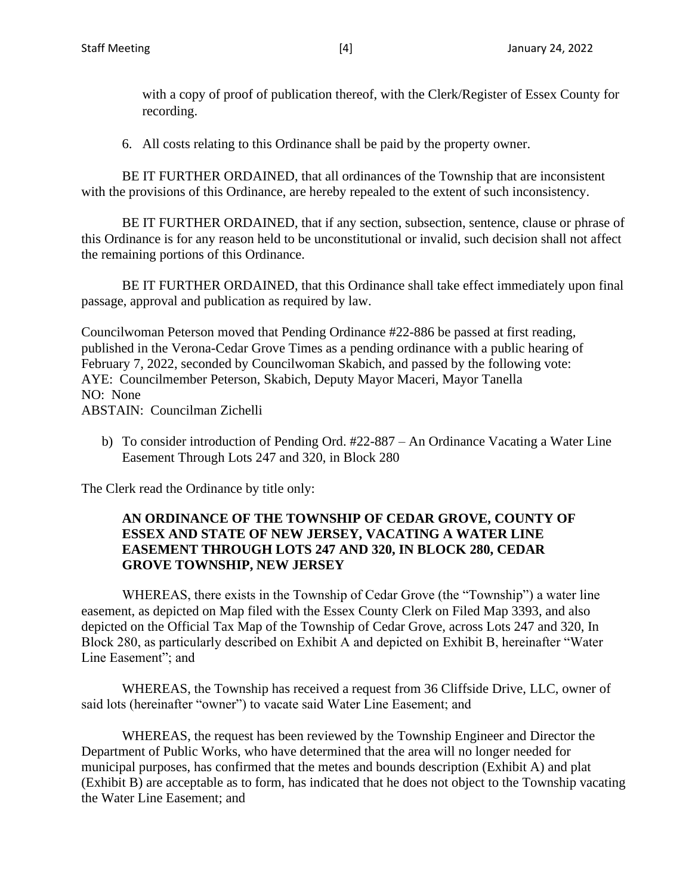with a copy of proof of publication thereof, with the Clerk/Register of Essex County for recording.

6. All costs relating to this Ordinance shall be paid by the property owner.

BE IT FURTHER ORDAINED, that all ordinances of the Township that are inconsistent with the provisions of this Ordinance, are hereby repealed to the extent of such inconsistency.

BE IT FURTHER ORDAINED, that if any section, subsection, sentence, clause or phrase of this Ordinance is for any reason held to be unconstitutional or invalid, such decision shall not affect the remaining portions of this Ordinance.

BE IT FURTHER ORDAINED, that this Ordinance shall take effect immediately upon final passage, approval and publication as required by law.

Councilwoman Peterson moved that Pending Ordinance #22-886 be passed at first reading, published in the Verona-Cedar Grove Times as a pending ordinance with a public hearing of February 7, 2022, seconded by Councilwoman Skabich, and passed by the following vote:
AYE: Councilmember Peterson, Skabich, Deputy Mayor Maceri, Mayor Tanella
NO: None
ABSTAIN: Councilman Zichelli

b) To consider introduction of Pending Ord. #22-887 – An Ordinance Vacating a Water Line Easement Through Lots 247 and 320, in Block 280

The Clerk read the Ordinance by title only:

**AN ORDINANCE OF THE TOWNSHIP OF CEDAR GROVE, COUNTY OF ESSEX AND STATE OF NEW JERSEY, VACATING A WATER LINE EASEMENT THROUGH LOTS 247 AND 320, IN BLOCK 280, CEDAR GROVE TOWNSHIP, NEW JERSEY**

WHEREAS, there exists in the Township of Cedar Grove (the "Township") a water line easement, as depicted on Map filed with the Essex County Clerk on Filed Map 3393, and also depicted on the Official Tax Map of the Township of Cedar Grove, across Lots 247 and 320, In Block 280, as particularly described on Exhibit A and depicted on Exhibit B, hereinafter "Water Line Easement"; and

WHEREAS, the Township has received a request from 36 Cliffside Drive, LLC, owner of said lots (hereinafter "owner") to vacate said Water Line Easement; and

WHEREAS, the request has been reviewed by the Township Engineer and Director the Department of Public Works, who have determined that the area will no longer needed for municipal purposes, has confirmed that the metes and bounds description (Exhibit A) and plat (Exhibit B) are acceptable as to form, has indicated that he does not object to the Township vacating the Water Line Easement; and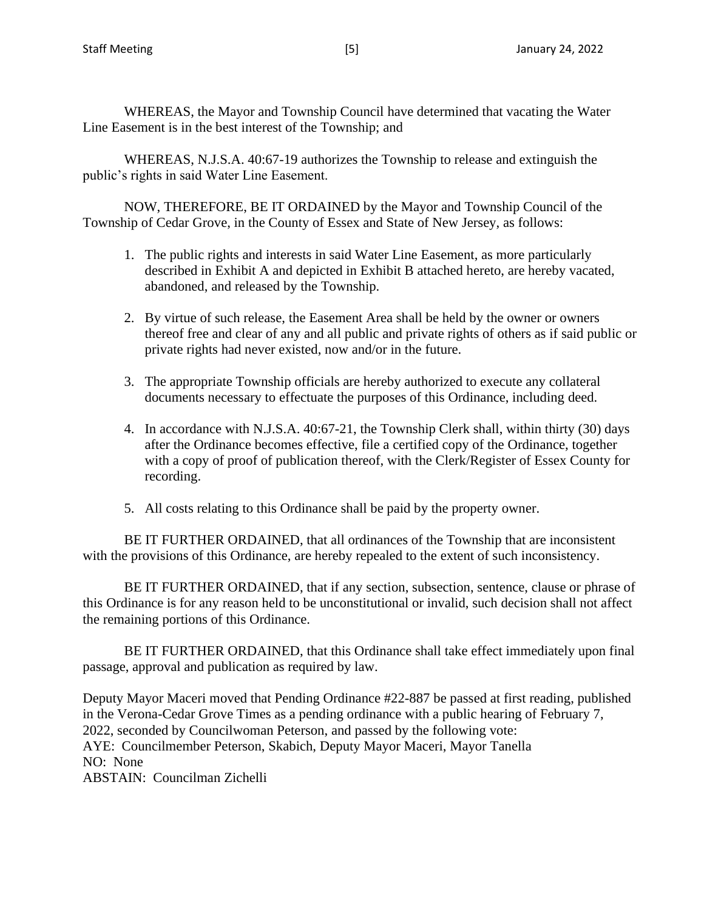WHEREAS, the Mayor and Township Council have determined that vacating the Water Line Easement is in the best interest of the Township; and

WHEREAS, N.J.S.A. 40:67-19 authorizes the Township to release and extinguish the public's rights in said Water Line Easement.

NOW, THEREFORE, BE IT ORDAINED by the Mayor and Township Council of the Township of Cedar Grove, in the County of Essex and State of New Jersey, as follows:

1. The public rights and interests in said Water Line Easement, as more particularly described in Exhibit A and depicted in Exhibit B attached hereto, are hereby vacated, abandoned, and released by the Township.

2. By virtue of such release, the Easement Area shall be held by the owner or owners thereof free and clear of any and all public and private rights of others as if said public or private rights had never existed, now and/or in the future.

3. The appropriate Township officials are hereby authorized to execute any collateral documents necessary to effectuate the purposes of this Ordinance, including deed.

4. In accordance with N.J.S.A. 40:67-21, the Township Clerk shall, within thirty (30) days after the Ordinance becomes effective, file a certified copy of the Ordinance, together with a copy of proof of publication thereof, with the Clerk/Register of Essex County for recording.

5. All costs relating to this Ordinance shall be paid by the property owner.

BE IT FURTHER ORDAINED, that all ordinances of the Township that are inconsistent with the provisions of this Ordinance, are hereby repealed to the extent of such inconsistency.

BE IT FURTHER ORDAINED, that if any section, subsection, sentence, clause or phrase of this Ordinance is for any reason held to be unconstitutional or invalid, such decision shall not affect the remaining portions of this Ordinance.

BE IT FURTHER ORDAINED, that this Ordinance shall take effect immediately upon final passage, approval and publication as required by law.

Deputy Mayor Maceri moved that Pending Ordinance #22-887 be passed at first reading, published in the Verona-Cedar Grove Times as a pending ordinance with a public hearing of February 7, 2022, seconded by Councilwoman Peterson, and passed by the following vote:
AYE: Councilmember Peterson, Skabich, Deputy Mayor Maceri, Mayor Tanella
NO: None
ABSTAIN: Councilman Zichelli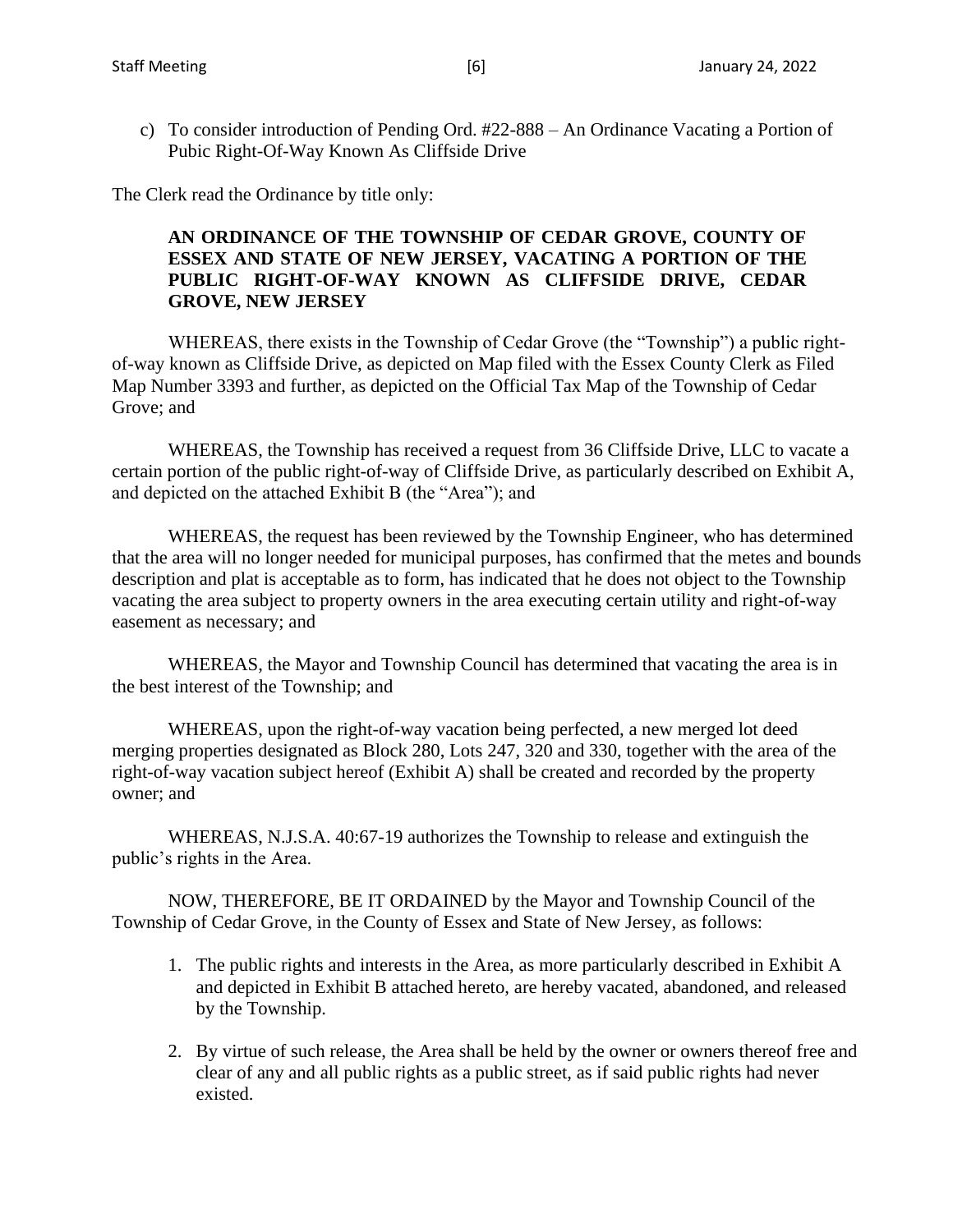c) To consider introduction of Pending Ord. #22-888 – An Ordinance Vacating a Portion of Pubic Right-Of-Way Known As Cliffside Drive

The Clerk read the Ordinance by title only:

**AN ORDINANCE OF THE TOWNSHIP OF CEDAR GROVE, COUNTY OF ESSEX AND STATE OF NEW JERSEY, VACATING A PORTION OF THE PUBLIC RIGHT-OF-WAY KNOWN AS CLIFFSIDE DRIVE, CEDAR GROVE, NEW JERSEY**

WHEREAS, there exists in the Township of Cedar Grove (the "Township") a public right-of-way known as Cliffside Drive, as depicted on Map filed with the Essex County Clerk as Filed Map Number 3393 and further, as depicted on the Official Tax Map of the Township of Cedar Grove; and

WHEREAS, the Township has received a request from 36 Cliffside Drive, LLC to vacate a certain portion of the public right-of-way of Cliffside Drive, as particularly described on Exhibit A, and depicted on the attached Exhibit B (the "Area"); and

WHEREAS, the request has been reviewed by the Township Engineer, who has determined that the area will no longer needed for municipal purposes, has confirmed that the metes and bounds description and plat is acceptable as to form, has indicated that he does not object to the Township vacating the area subject to property owners in the area executing certain utility and right-of-way easement as necessary; and

WHEREAS, the Mayor and Township Council has determined that vacating the area is in the best interest of the Township; and

WHEREAS, upon the right-of-way vacation being perfected, a new merged lot deed merging properties designated as Block 280, Lots 247, 320 and 330, together with the area of the right-of-way vacation subject hereof (Exhibit A) shall be created and recorded by the property owner; and

WHEREAS, N.J.S.A. 40:67-19 authorizes the Township to release and extinguish the public's rights in the Area.

NOW, THEREFORE, BE IT ORDAINED by the Mayor and Township Council of the Township of Cedar Grove, in the County of Essex and State of New Jersey, as follows:

1. The public rights and interests in the Area, as more particularly described in Exhibit A and depicted in Exhibit B attached hereto, are hereby vacated, abandoned, and released by the Township.

2. By virtue of such release, the Area shall be held by the owner or owners thereof free and clear of any and all public rights as a public street, as if said public rights had never existed.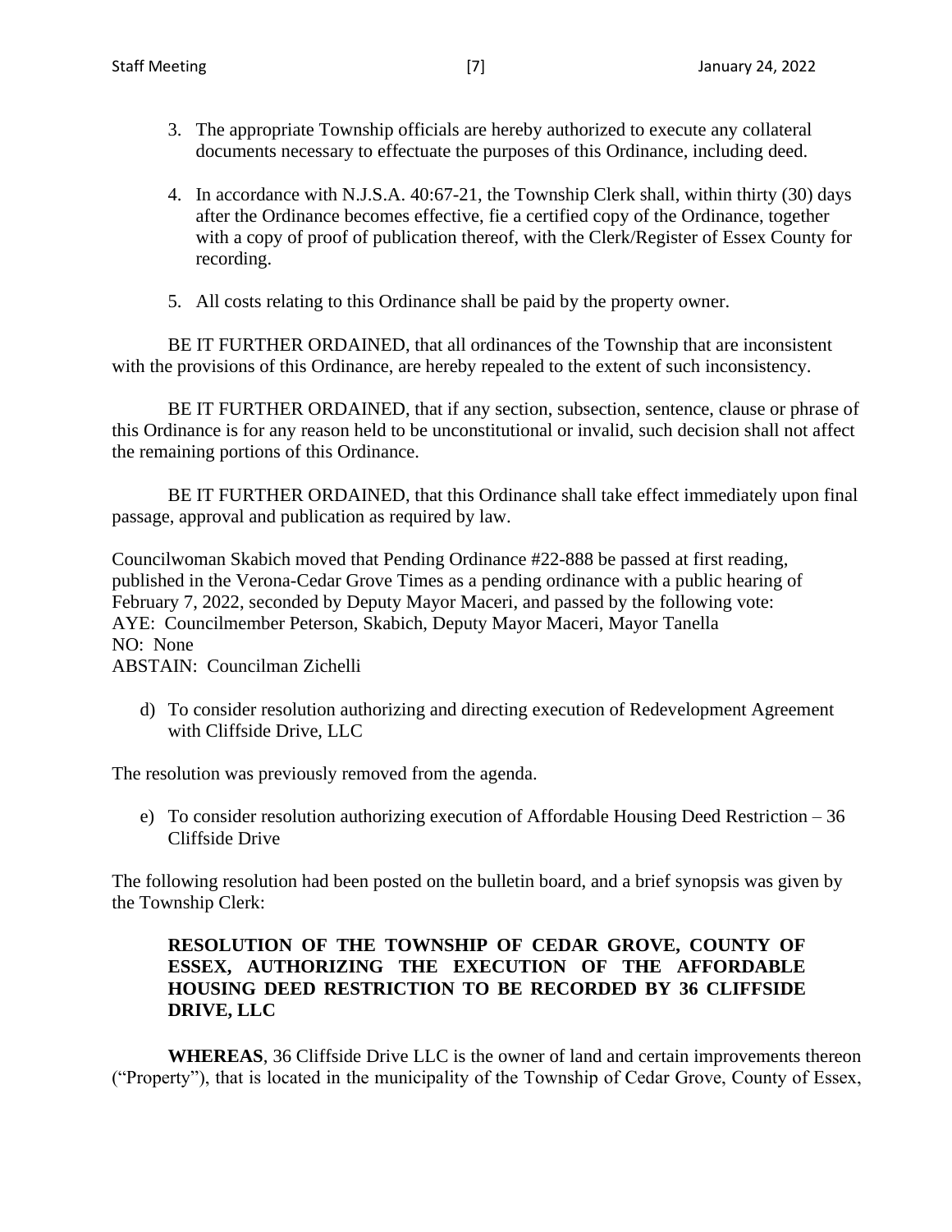3. The appropriate Township officials are hereby authorized to execute any collateral documents necessary to effectuate the purposes of this Ordinance, including deed.

4. In accordance with N.J.S.A. 40:67-21, the Township Clerk shall, within thirty (30) days after the Ordinance becomes effective, fie a certified copy of the Ordinance, together with a copy of proof of publication thereof, with the Clerk/Register of Essex County for recording.

5. All costs relating to this Ordinance shall be paid by the property owner.

BE IT FURTHER ORDAINED, that all ordinances of the Township that are inconsistent with the provisions of this Ordinance, are hereby repealed to the extent of such inconsistency.

BE IT FURTHER ORDAINED, that if any section, subsection, sentence, clause or phrase of this Ordinance is for any reason held to be unconstitutional or invalid, such decision shall not affect the remaining portions of this Ordinance.

BE IT FURTHER ORDAINED, that this Ordinance shall take effect immediately upon final passage, approval and publication as required by law.

Councilwoman Skabich moved that Pending Ordinance #22-888 be passed at first reading, published in the Verona-Cedar Grove Times as a pending ordinance with a public hearing of February 7, 2022, seconded by Deputy Mayor Maceri, and passed by the following vote:
AYE: Councilmember Peterson, Skabich, Deputy Mayor Maceri, Mayor Tanella
NO: None
ABSTAIN: Councilman Zichelli

d) To consider resolution authorizing and directing execution of Redevelopment Agreement with Cliffside Drive, LLC

The resolution was previously removed from the agenda.

e) To consider resolution authorizing execution of Affordable Housing Deed Restriction – 36 Cliffside Drive

The following resolution had been posted on the bulletin board, and a brief synopsis was given by the Township Clerk:

**RESOLUTION OF THE TOWNSHIP OF CEDAR GROVE, COUNTY OF ESSEX, AUTHORIZING THE EXECUTION OF THE AFFORDABLE HOUSING DEED RESTRICTION TO BE RECORDED BY 36 CLIFFSIDE DRIVE, LLC**

**WHEREAS**, 36 Cliffside Drive LLC is the owner of land and certain improvements thereon ("Property"), that is located in the municipality of the Township of Cedar Grove, County of Essex,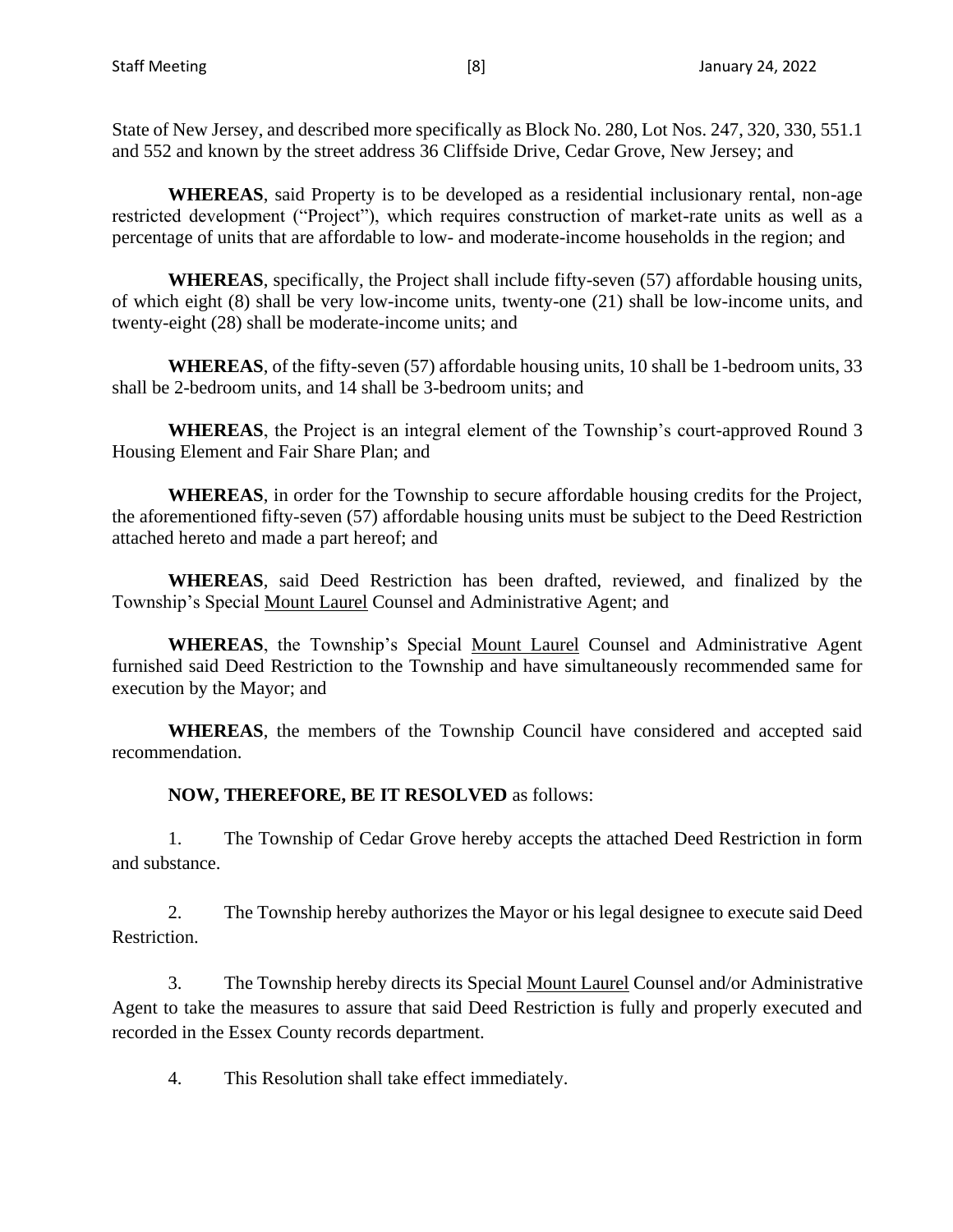State of New Jersey, and described more specifically as Block No. 280, Lot Nos. 247, 320, 330, 551.1 and 552 and known by the street address 36 Cliffside Drive, Cedar Grove, New Jersey; and

**WHEREAS**, said Property is to be developed as a residential inclusionary rental, non-age restricted development ("Project"), which requires construction of market-rate units as well as a percentage of units that are affordable to low- and moderate-income households in the region; and

**WHEREAS**, specifically, the Project shall include fifty-seven (57) affordable housing units, of which eight (8) shall be very low-income units, twenty-one (21) shall be low-income units, and twenty-eight (28) shall be moderate-income units; and

**WHEREAS**, of the fifty-seven (57) affordable housing units, 10 shall be 1-bedroom units, 33 shall be 2-bedroom units, and 14 shall be 3-bedroom units; and

**WHEREAS**, the Project is an integral element of the Township's court-approved Round 3 Housing Element and Fair Share Plan; and

**WHEREAS**, in order for the Township to secure affordable housing credits for the Project, the aforementioned fifty-seven (57) affordable housing units must be subject to the Deed Restriction attached hereto and made a part hereof; and

**WHEREAS**, said Deed Restriction has been drafted, reviewed, and finalized by the Township's Special Mount Laurel Counsel and Administrative Agent; and

**WHEREAS**, the Township's Special Mount Laurel Counsel and Administrative Agent furnished said Deed Restriction to the Township and have simultaneously recommended same for execution by the Mayor; and

**WHEREAS**, the members of the Township Council have considered and accepted said recommendation.

**NOW, THEREFORE, BE IT RESOLVED** as follows:

1. The Township of Cedar Grove hereby accepts the attached Deed Restriction in form and substance.

2. The Township hereby authorizes the Mayor or his legal designee to execute said Deed Restriction.

3. The Township hereby directs its Special Mount Laurel Counsel and/or Administrative Agent to take the measures to assure that said Deed Restriction is fully and properly executed and recorded in the Essex County records department.

4. This Resolution shall take effect immediately.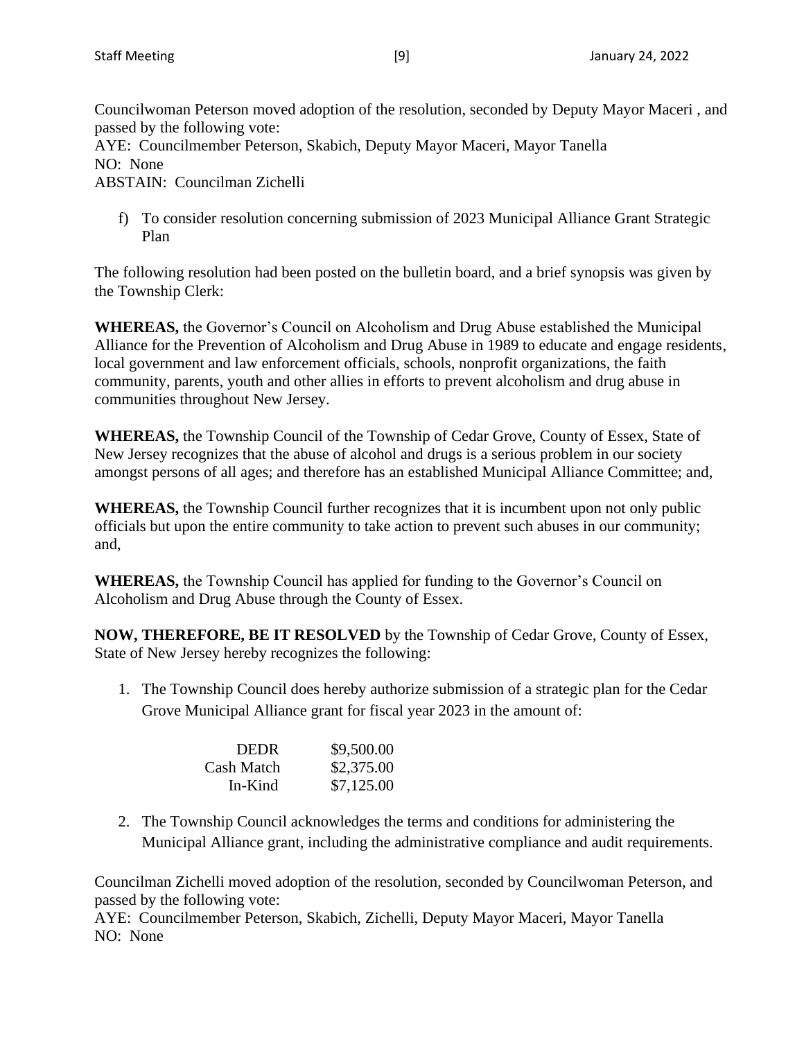Councilwoman Peterson moved adoption of the resolution, seconded by Deputy Mayor Maceri , and passed by the following vote:
AYE: Councilmember Peterson, Skabich, Deputy Mayor Maceri, Mayor Tanella
NO: None
ABSTAIN: Councilman Zichelli

f) To consider resolution concerning submission of 2023 Municipal Alliance Grant Strategic Plan

The following resolution had been posted on the bulletin board, and a brief synopsis was given by the Township Clerk:

**WHEREAS,** the Governor's Council on Alcoholism and Drug Abuse established the Municipal Alliance for the Prevention of Alcoholism and Drug Abuse in 1989 to educate and engage residents, local government and law enforcement officials, schools, nonprofit organizations, the faith community, parents, youth and other allies in efforts to prevent alcoholism and drug abuse in communities throughout New Jersey.

**WHEREAS,** the Township Council of the Township of Cedar Grove, County of Essex, State of New Jersey recognizes that the abuse of alcohol and drugs is a serious problem in our society amongst persons of all ages; and therefore has an established Municipal Alliance Committee; and,

**WHEREAS,** the Township Council further recognizes that it is incumbent upon not only public officials but upon the entire community to take action to prevent such abuses in our community; and,

**WHEREAS,** the Township Council has applied for funding to the Governor's Council on Alcoholism and Drug Abuse through the County of Essex.

**NOW, THEREFORE, BE IT RESOLVED** by the Township of Cedar Grove, County of Essex, State of New Jersey hereby recognizes the following:

1. The Township Council does hereby authorize submission of a strategic plan for the Cedar Grove Municipal Alliance grant for fiscal year 2023 in the amount of:

| | |
|---|---|
| DEDR | $9,500.00 |
| Cash Match | $2,375.00 |
| In-Kind | $7,125.00 |

2. The Township Council acknowledges the terms and conditions for administering the Municipal Alliance grant, including the administrative compliance and audit requirements.

Councilman Zichelli moved adoption of the resolution, seconded by Councilwoman Peterson, and passed by the following vote:
AYE: Councilmember Peterson, Skabich, Zichelli, Deputy Mayor Maceri, Mayor Tanella
NO: None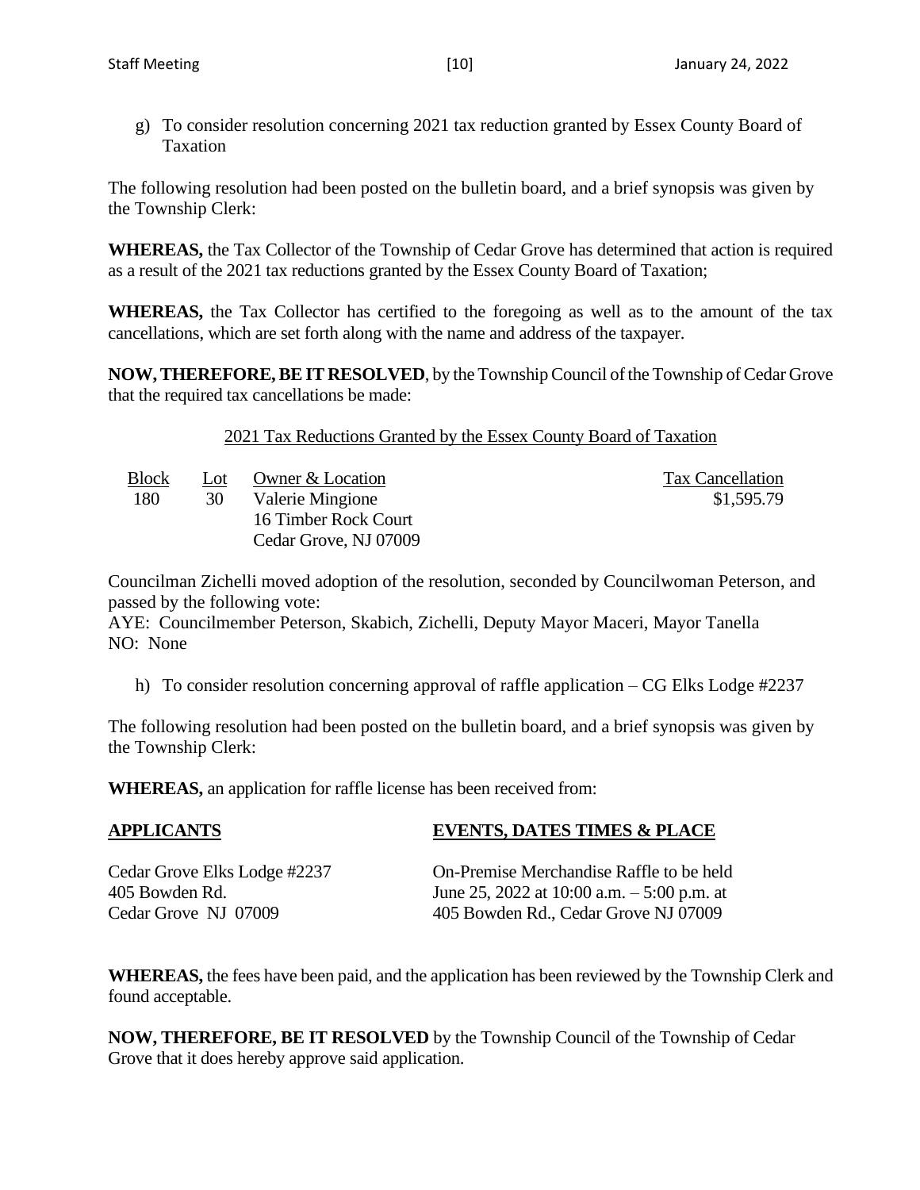g) To consider resolution concerning 2021 tax reduction granted by Essex County Board of Taxation

The following resolution had been posted on the bulletin board, and a brief synopsis was given by the Township Clerk:

**WHEREAS,** the Tax Collector of the Township of Cedar Grove has determined that action is required as a result of the 2021 tax reductions granted by the Essex County Board of Taxation;

**WHEREAS,** the Tax Collector has certified to the foregoing as well as to the amount of the tax cancellations, which are set forth along with the name and address of the taxpayer.

**NOW, THEREFORE, BE IT RESOLVED**, by the Township Council of the Township of Cedar Grove that the required tax cancellations be made:

2021 Tax Reductions Granted by the Essex County Board of Taxation

| Block | Lot | Owner & Location | Tax Cancellation |
|---|---|---|---|
| 180 | 30 | Valerie Mingione<br>16 Timber Rock Court<br>Cedar Grove, NJ 07009 | $1,595.79 |

Councilman Zichelli moved adoption of the resolution, seconded by Councilwoman Peterson, and passed by the following vote:
AYE: Councilmember Peterson, Skabich, Zichelli, Deputy Mayor Maceri, Mayor Tanella
NO: None

h) To consider resolution concerning approval of raffle application – CG Elks Lodge #2237

The following resolution had been posted on the bulletin board, and a brief synopsis was given by the Township Clerk:

**WHEREAS,** an application for raffle license has been received from:

| **APPLICANTS** | **EVENTS, DATES TIMES & PLACE** |
|---|---|
| Cedar Grove Elks Lodge #2237<br>405 Bowden Rd.<br>Cedar Grove NJ 07009 | On-Premise Merchandise Raffle to be held June 25, 2022 at 10:00 a.m. – 5:00 p.m. at 405 Bowden Rd., Cedar Grove NJ 07009 |

**WHEREAS,** the fees have been paid, and the application has been reviewed by the Township Clerk and found acceptable.

**NOW, THEREFORE, BE IT RESOLVED** by the Township Council of the Township of Cedar Grove that it does hereby approve said application.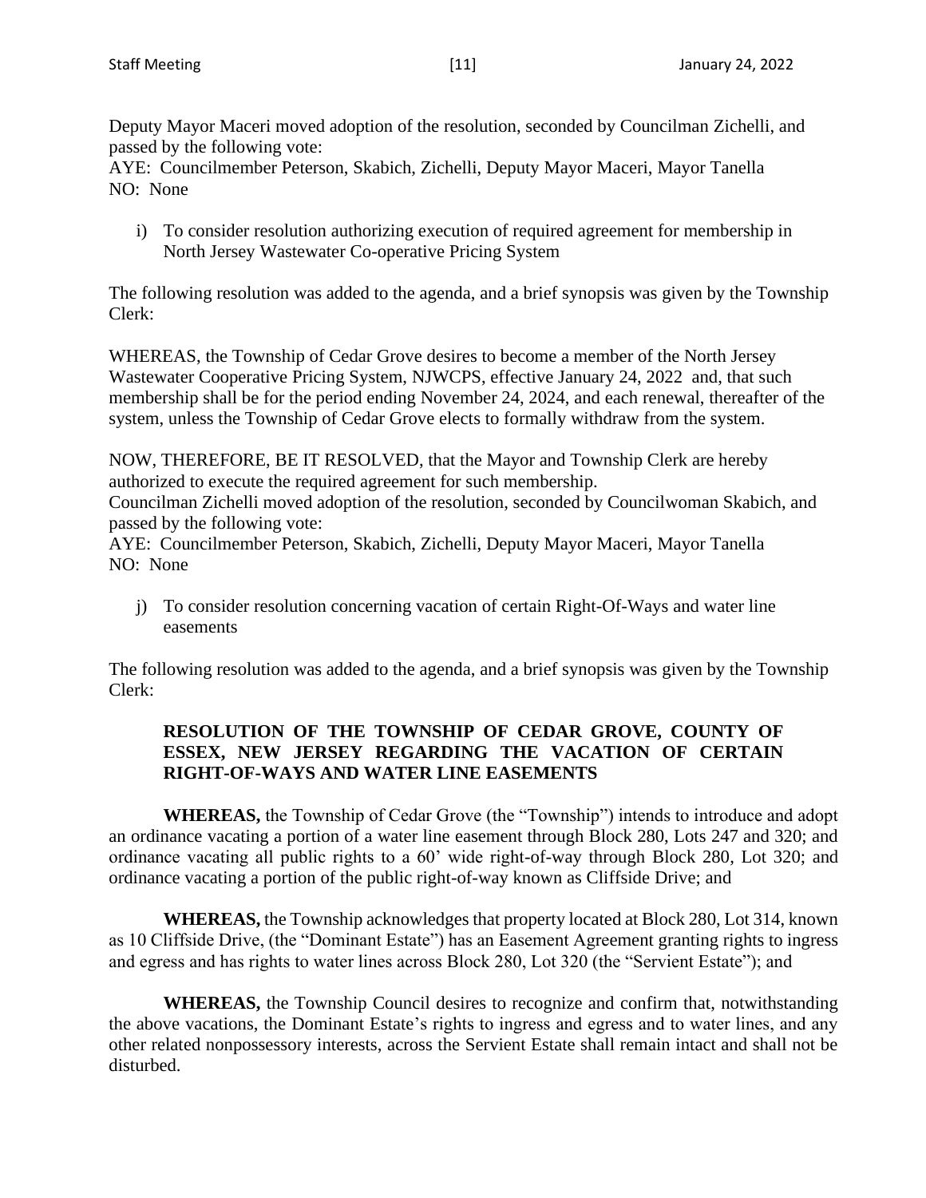Deputy Mayor Maceri moved adoption of the resolution, seconded by Councilman Zichelli, and passed by the following vote:
AYE: Councilmember Peterson, Skabich, Zichelli, Deputy Mayor Maceri, Mayor Tanella
NO: None

i) To consider resolution authorizing execution of required agreement for membership in North Jersey Wastewater Co-operative Pricing System

The following resolution was added to the agenda, and a brief synopsis was given by the Township Clerk:

WHEREAS, the Township of Cedar Grove desires to become a member of the North Jersey Wastewater Cooperative Pricing System, NJWCPS, effective January 24, 2022 and, that such membership shall be for the period ending November 24, 2024, and each renewal, thereafter of the system, unless the Township of Cedar Grove elects to formally withdraw from the system.

NOW, THEREFORE, BE IT RESOLVED, that the Mayor and Township Clerk are hereby authorized to execute the required agreement for such membership.
Councilman Zichelli moved adoption of the resolution, seconded by Councilwoman Skabich, and passed by the following vote:
AYE: Councilmember Peterson, Skabich, Zichelli, Deputy Mayor Maceri, Mayor Tanella
NO: None

j) To consider resolution concerning vacation of certain Right-Of-Ways and water line easements

The following resolution was added to the agenda, and a brief synopsis was given by the Township Clerk:

**RESOLUTION OF THE TOWNSHIP OF CEDAR GROVE, COUNTY OF ESSEX, NEW JERSEY REGARDING THE VACATION OF CERTAIN RIGHT-OF-WAYS AND WATER LINE EASEMENTS**

**WHEREAS,** the Township of Cedar Grove (the "Township") intends to introduce and adopt an ordinance vacating a portion of a water line easement through Block 280, Lots 247 and 320; and ordinance vacating all public rights to a 60' wide right-of-way through Block 280, Lot 320; and ordinance vacating a portion of the public right-of-way known as Cliffside Drive; and

**WHEREAS,** the Township acknowledges that property located at Block 280, Lot 314, known as 10 Cliffside Drive, (the "Dominant Estate") has an Easement Agreement granting rights to ingress and egress and has rights to water lines across Block 280, Lot 320 (the "Servient Estate"); and

**WHEREAS,** the Township Council desires to recognize and confirm that, notwithstanding the above vacations, the Dominant Estate's rights to ingress and egress and to water lines, and any other related nonpossessory interests, across the Servient Estate shall remain intact and shall not be disturbed.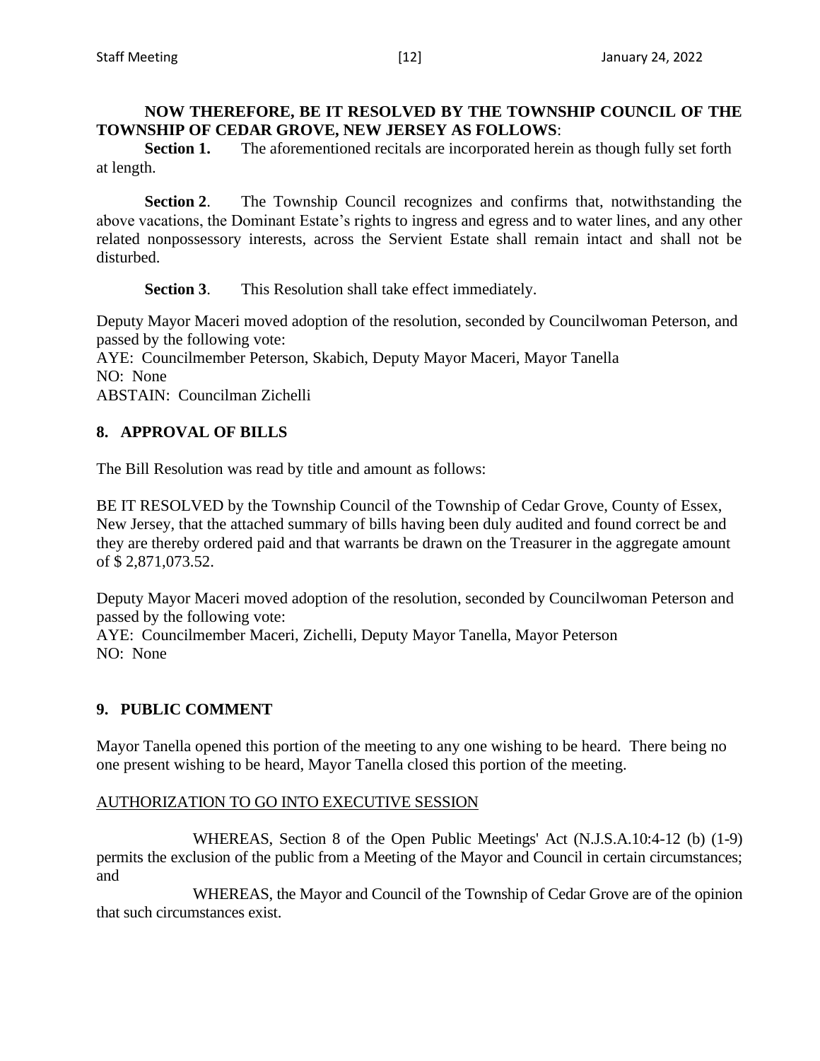**NOW THEREFORE, BE IT RESOLVED BY THE TOWNSHIP COUNCIL OF THE TOWNSHIP OF CEDAR GROVE, NEW JERSEY AS FOLLOWS**:

**Section 1.** The aforementioned recitals are incorporated herein as though fully set forth at length.

**Section 2**. The Township Council recognizes and confirms that, notwithstanding the above vacations, the Dominant Estate's rights to ingress and egress and to water lines, and any other related nonpossessory interests, across the Servient Estate shall remain intact and shall not be disturbed.

**Section 3**. This Resolution shall take effect immediately.

Deputy Mayor Maceri moved adoption of the resolution, seconded by Councilwoman Peterson, and passed by the following vote:
AYE: Councilmember Peterson, Skabich, Deputy Mayor Maceri, Mayor Tanella
NO: None
ABSTAIN: Councilman Zichelli

## 8. APPROVAL OF BILLS

The Bill Resolution was read by title and amount as follows:

BE IT RESOLVED by the Township Council of the Township of Cedar Grove, County of Essex, New Jersey, that the attached summary of bills having been duly audited and found correct be and they are thereby ordered paid and that warrants be drawn on the Treasurer in the aggregate amount of $ 2,871,073.52.

Deputy Mayor Maceri moved adoption of the resolution, seconded by Councilwoman Peterson and passed by the following vote:
AYE: Councilmember Maceri, Zichelli, Deputy Mayor Tanella, Mayor Peterson
NO: None

## 9. PUBLIC COMMENT

Mayor Tanella opened this portion of the meeting to any one wishing to be heard. There being no one present wishing to be heard, Mayor Tanella closed this portion of the meeting.

AUTHORIZATION TO GO INTO EXECUTIVE SESSION

WHEREAS, Section 8 of the Open Public Meetings' Act (N.J.S.A.10:4-12 (b) (1-9) permits the exclusion of the public from a Meeting of the Mayor and Council in certain circumstances; and

WHEREAS, the Mayor and Council of the Township of Cedar Grove are of the opinion that such circumstances exist.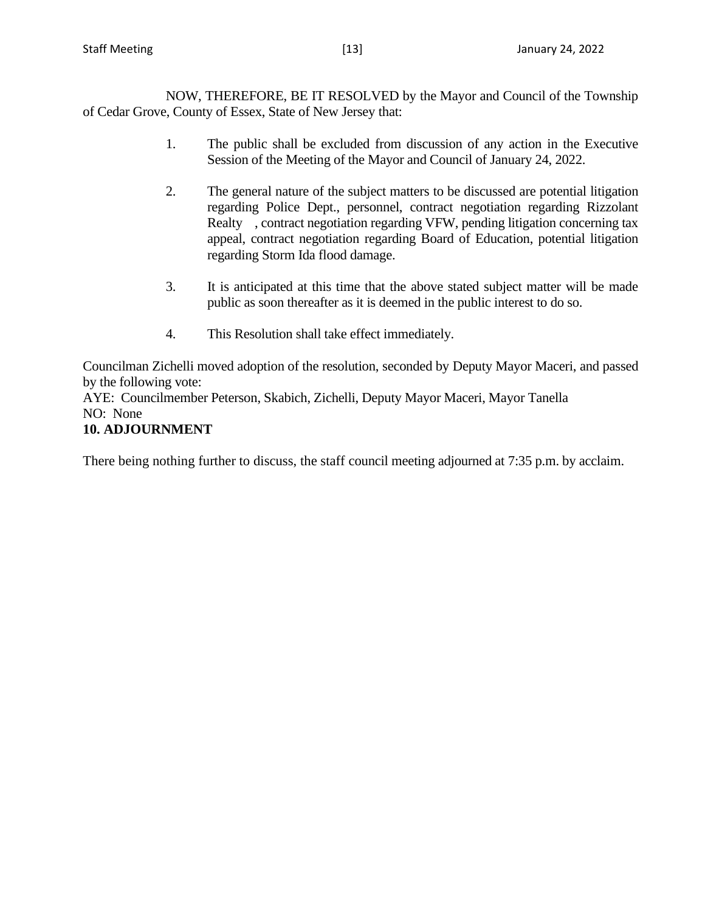NOW, THEREFORE, BE IT RESOLVED by the Mayor and Council of the Township of Cedar Grove, County of Essex, State of New Jersey that:

1. The public shall be excluded from discussion of any action in the Executive Session of the Meeting of the Mayor and Council of January 24, 2022.

2. The general nature of the subject matters to be discussed are potential litigation regarding Police Dept., personnel, contract negotiation regarding Rizzolant Realty , contract negotiation regarding VFW, pending litigation concerning tax appeal, contract negotiation regarding Board of Education, potential litigation regarding Storm Ida flood damage.

3. It is anticipated at this time that the above stated subject matter will be made public as soon thereafter as it is deemed in the public interest to do so.

4. This Resolution shall take effect immediately.

Councilman Zichelli moved adoption of the resolution, seconded by Deputy Mayor Maceri, and passed by the following vote:
AYE: Councilmember Peterson, Skabich, Zichelli, Deputy Mayor Maceri, Mayor Tanella
NO: None

**10. ADJOURNMENT**

There being nothing further to discuss, the staff council meeting adjourned at 7:35 p.m. by acclaim.